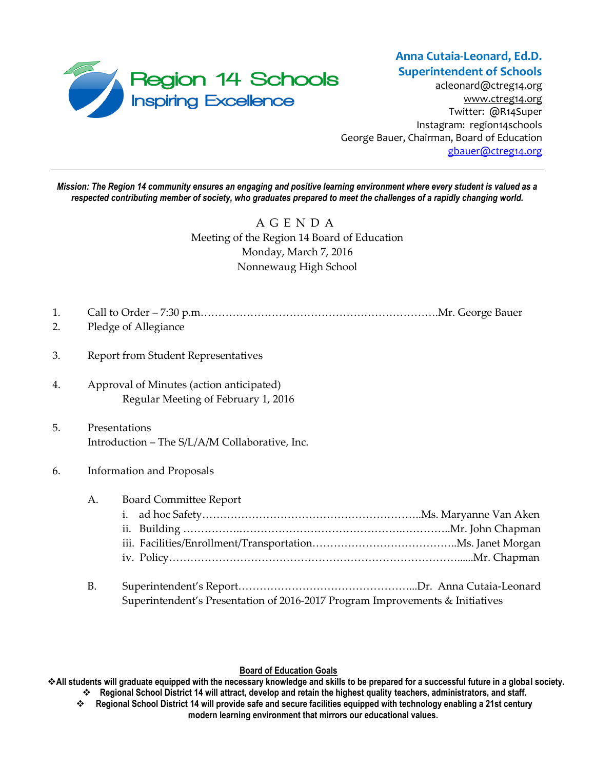Region 14 Schools
Inspiring Excellence

**Anna Cutaia-Leonard, Ed.D.**
**Superintendent of Schools**
acleonard@ctreg14.org
www.ctreg14.org
Twitter: @R14Super
Instagram: region14schools
George Bauer, Chairman, Board of Education
gbauer@ctreg14.org

---

***Mission: The Region 14 community ensures an engaging and positive learning environment where every student is valued as a respected contributing member of society, who graduates prepared to meet the challenges of a rapidly changing world.***

# A G E N D A

Meeting of the Region 14 Board of Education
Monday, March 7, 2016
Nonnewaug High School

1. Call to Order – 7:30 p.m.………………………………………………………….Mr. George Bauer
2. Pledge of Allegiance
3. Report from Student Representatives
4. Approval of Minutes (action anticipated)
   Regular Meeting of February 1, 2016
5. Presentations
   Introduction – The S/L/A/M Collaborative, Inc.
6. Information and Proposals

   A. Board Committee Report
      i. ad hoc Safety……………………………………………………..Ms. Maryanne Van Aken
      ii. Building ………………………………………………………………..Mr. John Chapman
      iii. Facilities/Enrollment/Transportation…………………………………..Ms. Janet Morgan
      iv. Policy……………………………………………………………………......Mr. Chapman

   B. Superintendent's Report…………………………………………...Dr. Anna Cutaia-Leonard
      Superintendent's Presentation of 2016-2017 Program Improvements & Initiatives

**Board of Education Goals**

- **All students will graduate equipped with the necessary knowledge and skills to be prepared for a successful future in a global society.**
- **Regional School District 14 will attract, develop and retain the highest quality teachers, administrators, and staff.**
- **Regional School District 14 will provide safe and secure facilities equipped with technology enabling a 21st century modern learning environment that mirrors our educational values.**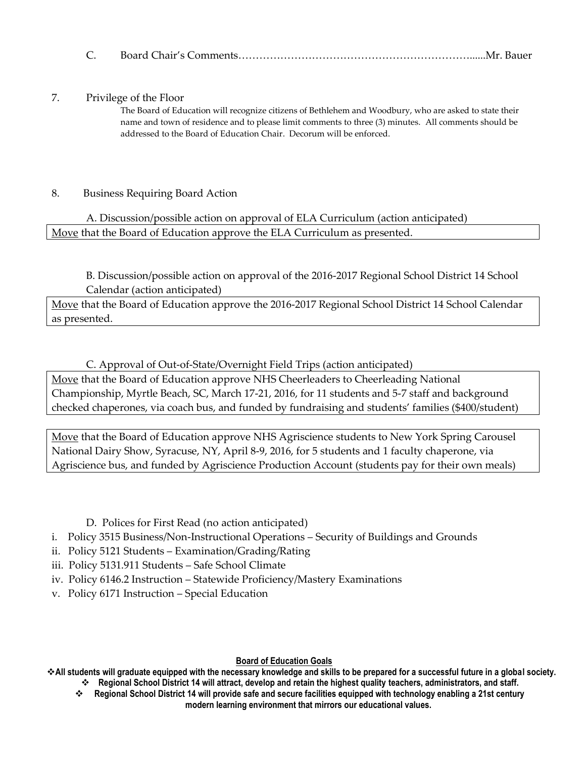C. Board Chair's Comments………………………………………………………......Mr. Bauer

7. Privilege of the Floor

The Board of Education will recognize citizens of Bethlehem and Woodbury, who are asked to state their name and town of residence and to please limit comments to three (3) minutes. All comments should be addressed to the Board of Education Chair. Decorum will be enforced.

8. Business Requiring Board Action

A. Discussion/possible action on approval of ELA Curriculum (action anticipated)

Move that the Board of Education approve the ELA Curriculum as presented.

B. Discussion/possible action on approval of the 2016-2017 Regional School District 14 School Calendar (action anticipated)

Move that the Board of Education approve the 2016-2017 Regional School District 14 School Calendar as presented.

C. Approval of Out-of-State/Overnight Field Trips (action anticipated)

Move that the Board of Education approve NHS Cheerleaders to Cheerleading National Championship, Myrtle Beach, SC, March 17-21, 2016, for 11 students and 5-7 staff and background checked chaperones, via coach bus, and funded by fundraising and students' families ($400/student)

Move that the Board of Education approve NHS Agriscience students to New York Spring Carousel National Dairy Show, Syracuse, NY, April 8-9, 2016, for 5 students and 1 faculty chaperone, via Agriscience bus, and funded by Agriscience Production Account (students pay for their own meals)

D. Polices for First Read (no action anticipated)

i. Policy 3515 Business/Non-Instructional Operations – Security of Buildings and Grounds
ii. Policy 5121 Students – Examination/Grading/Rating
iii. Policy 5131.911 Students – Safe School Climate
iv. Policy 6146.2 Instruction – Statewide Proficiency/Mastery Examinations
v. Policy 6171 Instruction – Special Education

**Board of Education Goals**

- **All students will graduate equipped with the necessary knowledge and skills to be prepared for a successful future in a global society.**
- **Regional School District 14 will attract, develop and retain the highest quality teachers, administrators, and staff.**
- **Regional School District 14 will provide safe and secure facilities equipped with technology enabling a 21st century modern learning environment that mirrors our educational values.**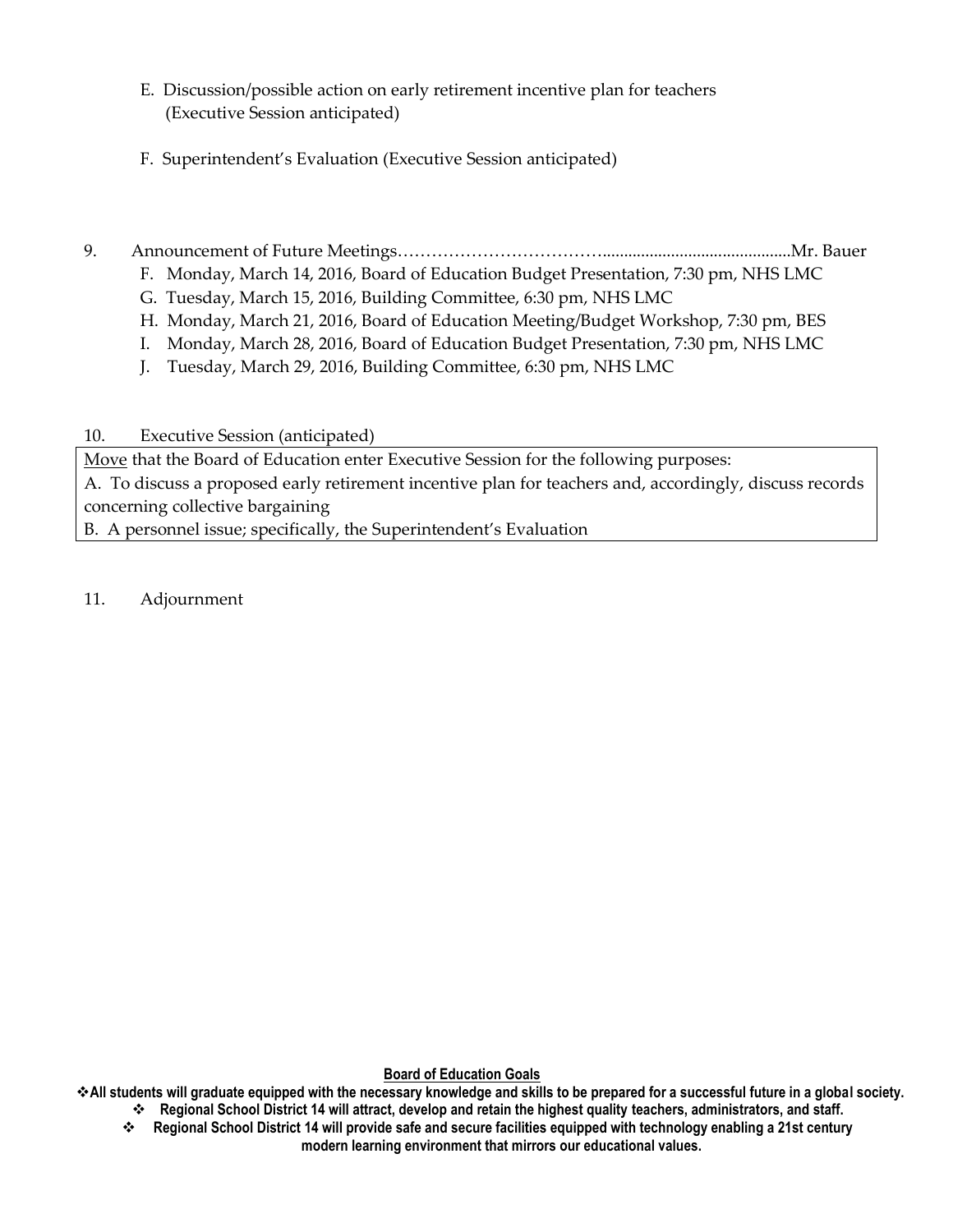E. Discussion/possible action on early retirement incentive plan for teachers (Executive Session anticipated)

F. Superintendent's Evaluation (Executive Session anticipated)

9. Announcement of Future Meetings……………………………………………………………Mr. Bauer

F. Monday, March 14, 2016, Board of Education Budget Presentation, 7:30 pm, NHS LMC

G. Tuesday, March 15, 2016, Building Committee, 6:30 pm, NHS LMC

H. Monday, March 21, 2016, Board of Education Meeting/Budget Workshop, 7:30 pm, BES

I. Monday, March 28, 2016, Board of Education Budget Presentation, 7:30 pm, NHS LMC

J. Tuesday, March 29, 2016, Building Committee, 6:30 pm, NHS LMC

10. Executive Session (anticipated)

Move that the Board of Education enter Executive Session for the following purposes:

A. To discuss a proposed early retirement incentive plan for teachers and, accordingly, discuss records concerning collective bargaining

B. A personnel issue; specifically, the Superintendent's Evaluation

11. Adjournment

**Board of Education Goals**

- **All students will graduate equipped with the necessary knowledge and skills to be prepared for a successful future in a global society.**
- **Regional School District 14 will attract, develop and retain the highest quality teachers, administrators, and staff.**
- **Regional School District 14 will provide safe and secure facilities equipped with technology enabling a 21st century modern learning environment that mirrors our educational values.**